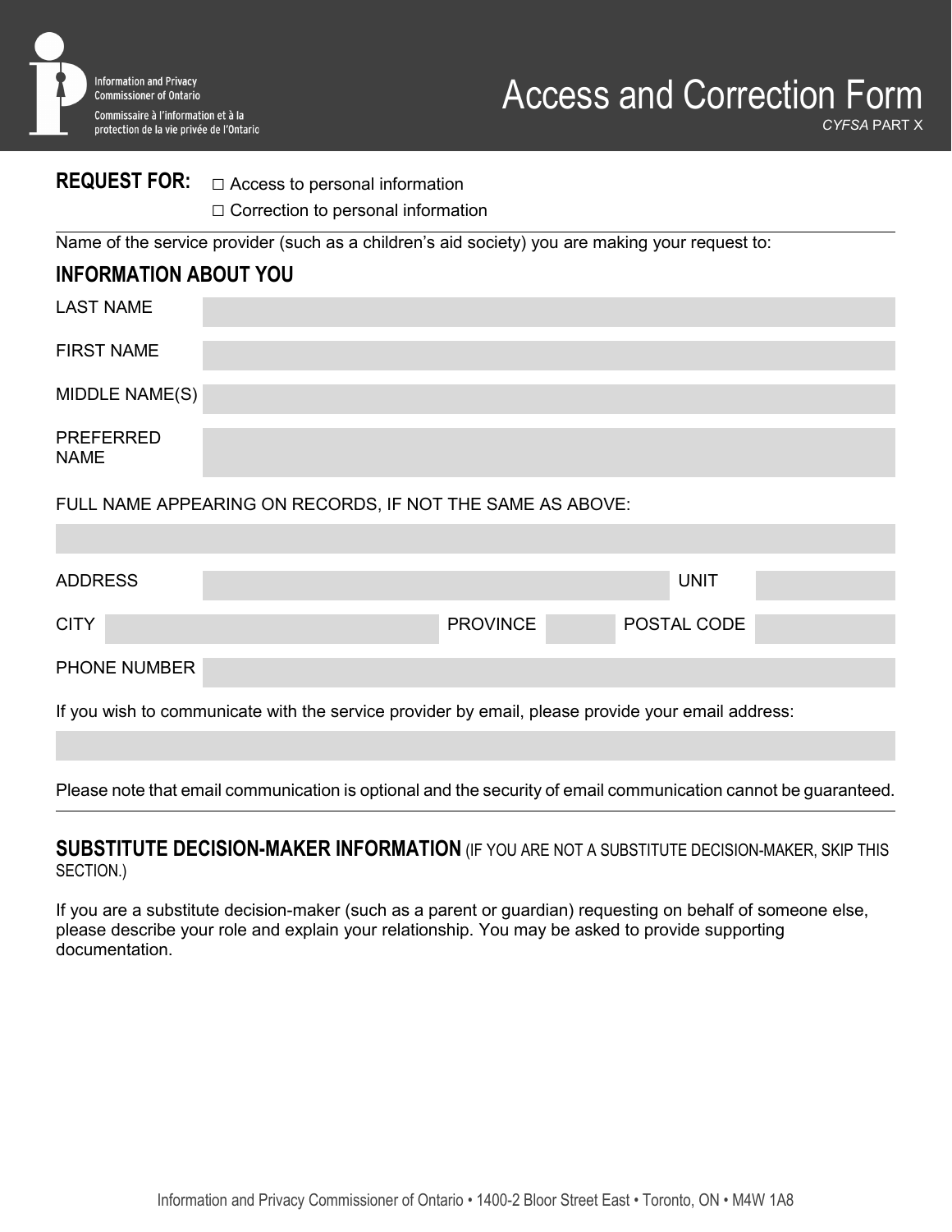Information and Privacy Commissioner of Ontario
Commissaire à l'information et à la protection de la vie privée de l'Ontario

# Access and Correction Form

*CYFSA* PART X

**REQUEST FOR:**
- ☐ Access to personal information
- ☐ Correction to personal information

Name of the service provider (such as a children's aid society) you are making your request to:

## INFORMATION ABOUT YOU

| | |
|---|---|
| LAST NAME | |
| FIRST NAME | |
| MIDDLE NAME(S) | |
| PREFERRED NAME | |

FULL NAME APPEARING ON RECORDS, IF NOT THE SAME AS ABOVE:

| | | | | | |
|---|---|---|---|---|---|
| ADDRESS | | | | UNIT | |
| CITY | | PROVINCE | | POSTAL CODE | |
| PHONE NUMBER | | | | | |

If you wish to communicate with the service provider by email, please provide your email address:

Please note that email communication is optional and the security of email communication cannot be guaranteed.

## SUBSTITUTE DECISION-MAKER INFORMATION (IF YOU ARE NOT A SUBSTITUTE DECISION-MAKER, SKIP THIS SECTION.)

If you are a substitute decision-maker (such as a parent or guardian) requesting on behalf of someone else, please describe your role and explain your relationship. You may be asked to provide supporting documentation.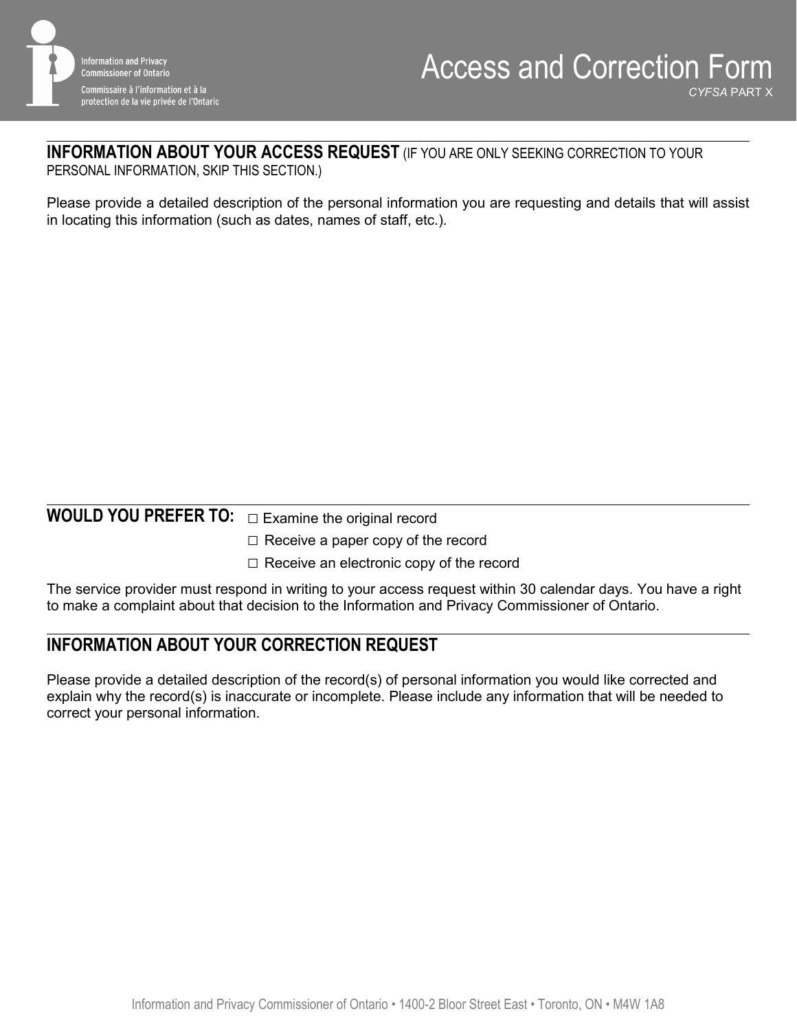# Access and Correction Form

*CYFSA* PART X

## INFORMATION ABOUT YOUR ACCESS REQUEST (IF YOU ARE ONLY SEEKING CORRECTION TO YOUR PERSONAL INFORMATION, SKIP THIS SECTION.)

Please provide a detailed description of the personal information you are requesting and details that will assist in locating this information (such as dates, names of staff, etc.).

## WOULD YOU PREFER TO:

- ☐ Examine the original record
- ☐ Receive a paper copy of the record
- ☐ Receive an electronic copy of the record

The service provider must respond in writing to your access request within 30 calendar days. You have a right to make a complaint about that decision to the Information and Privacy Commissioner of Ontario.

## INFORMATION ABOUT YOUR CORRECTION REQUEST

Please provide a detailed description of the record(s) of personal information you would like corrected and explain why the record(s) is inaccurate or incomplete. Please include any information that will be needed to correct your personal information.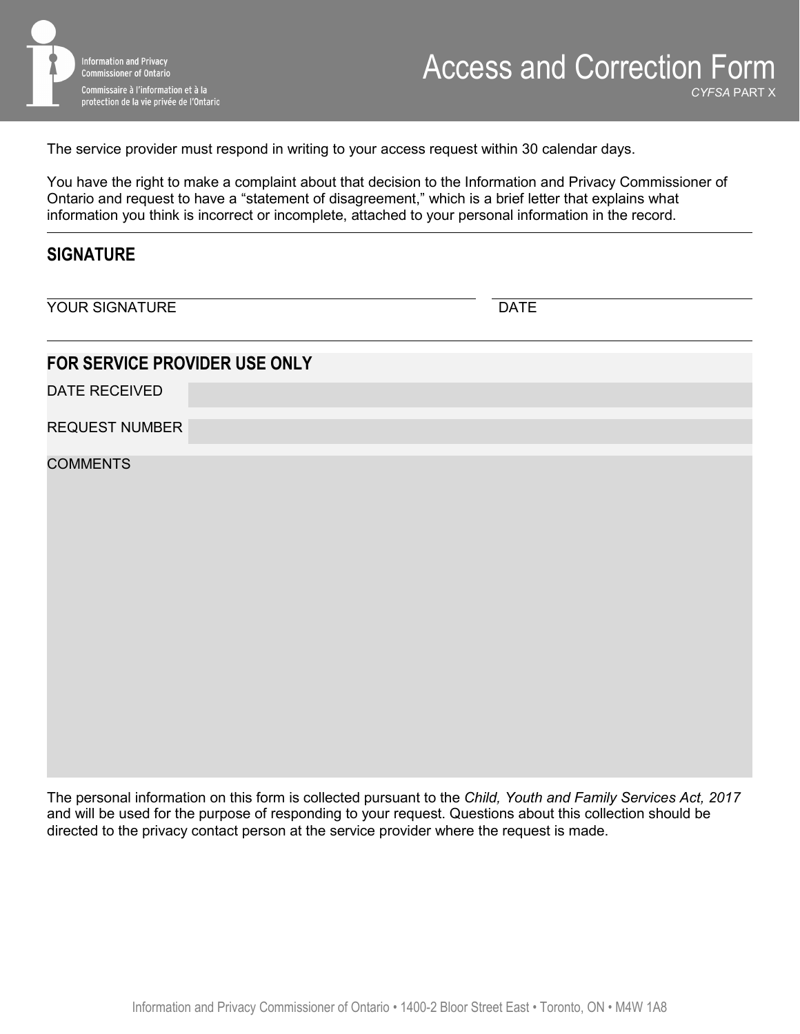The service provider must respond in writing to your access request within 30 calendar days.

You have the right to make a complaint about that decision to the Information and Privacy Commissioner of Ontario and request to have a "statement of disagreement," which is a brief letter that explains what information you think is incorrect or incomplete, attached to your personal information in the record.

## SIGNATURE

YOUR SIGNATURE

DATE

## FOR SERVICE PROVIDER USE ONLY

DATE RECEIVED

REQUEST NUMBER

COMMENTS

The personal information on this form is collected pursuant to the *Child, Youth and Family Services Act, 2017* and will be used for the purpose of responding to your request. Questions about this collection should be directed to the privacy contact person at the service provider where the request is made.